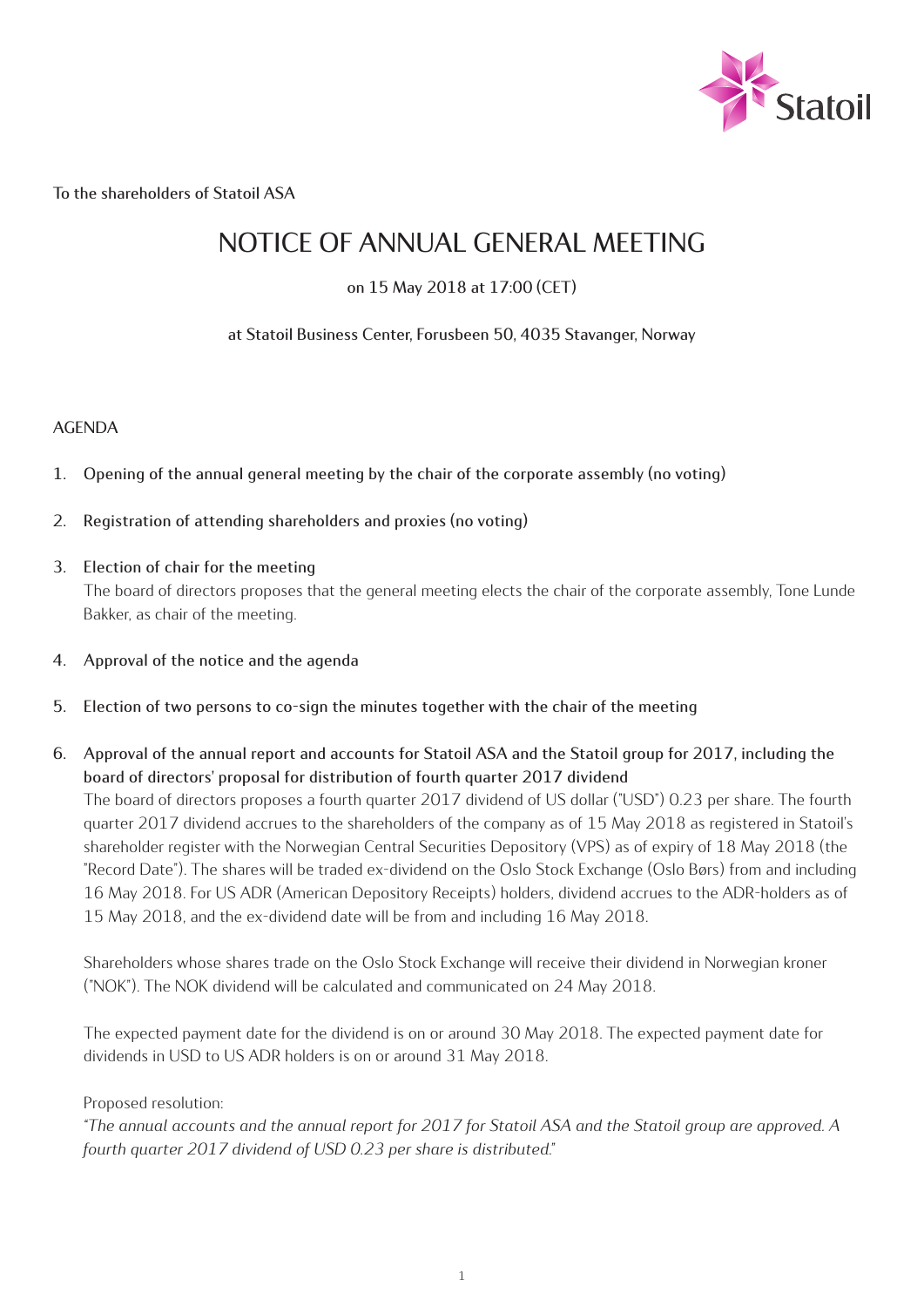Statoil

To the shareholders of Statoil ASA

# NOTICE OF ANNUAL GENERAL MEETING

on 15 May 2018 at 17:00 (CET)

at Statoil Business Center, Forusbeen 50, 4035 Stavanger, Norway

## AGENDA

1. **Opening of the annual general meeting by the chair of the corporate assembly (no voting)**

2. **Registration of attending shareholders and proxies (no voting)**

3. **Election of chair for the meeting**
   The board of directors proposes that the general meeting elects the chair of the corporate assembly, Tone Lunde Bakker, as chair of the meeting.

4. **Approval of the notice and the agenda**

5. **Election of two persons to co-sign the minutes together with the chair of the meeting**

6. **Approval of the annual report and accounts for Statoil ASA and the Statoil group for 2017, including the board of directors' proposal for distribution of fourth quarter 2017 dividend**
   The board of directors proposes a fourth quarter 2017 dividend of US dollar ("USD") 0.23 per share. The fourth quarter 2017 dividend accrues to the shareholders of the company as of 15 May 2018 as registered in Statoil's shareholder register with the Norwegian Central Securities Depository (VPS) as of expiry of 18 May 2018 (the "Record Date"). The shares will be traded ex-dividend on the Oslo Stock Exchange (Oslo Børs) from and including 16 May 2018. For US ADR (American Depository Receipts) holders, dividend accrues to the ADR-holders as of 15 May 2018, and the ex-dividend date will be from and including 16 May 2018.

   Shareholders whose shares trade on the Oslo Stock Exchange will receive their dividend in Norwegian kroner ("NOK"). The NOK dividend will be calculated and communicated on 24 May 2018.

   The expected payment date for the dividend is on or around 30 May 2018. The expected payment date for dividends in USD to US ADR holders is on or around 31 May 2018.

   Proposed resolution:
   *"The annual accounts and the annual report for 2017 for Statoil ASA and the Statoil group are approved. A fourth quarter 2017 dividend of USD 0.23 per share is distributed."*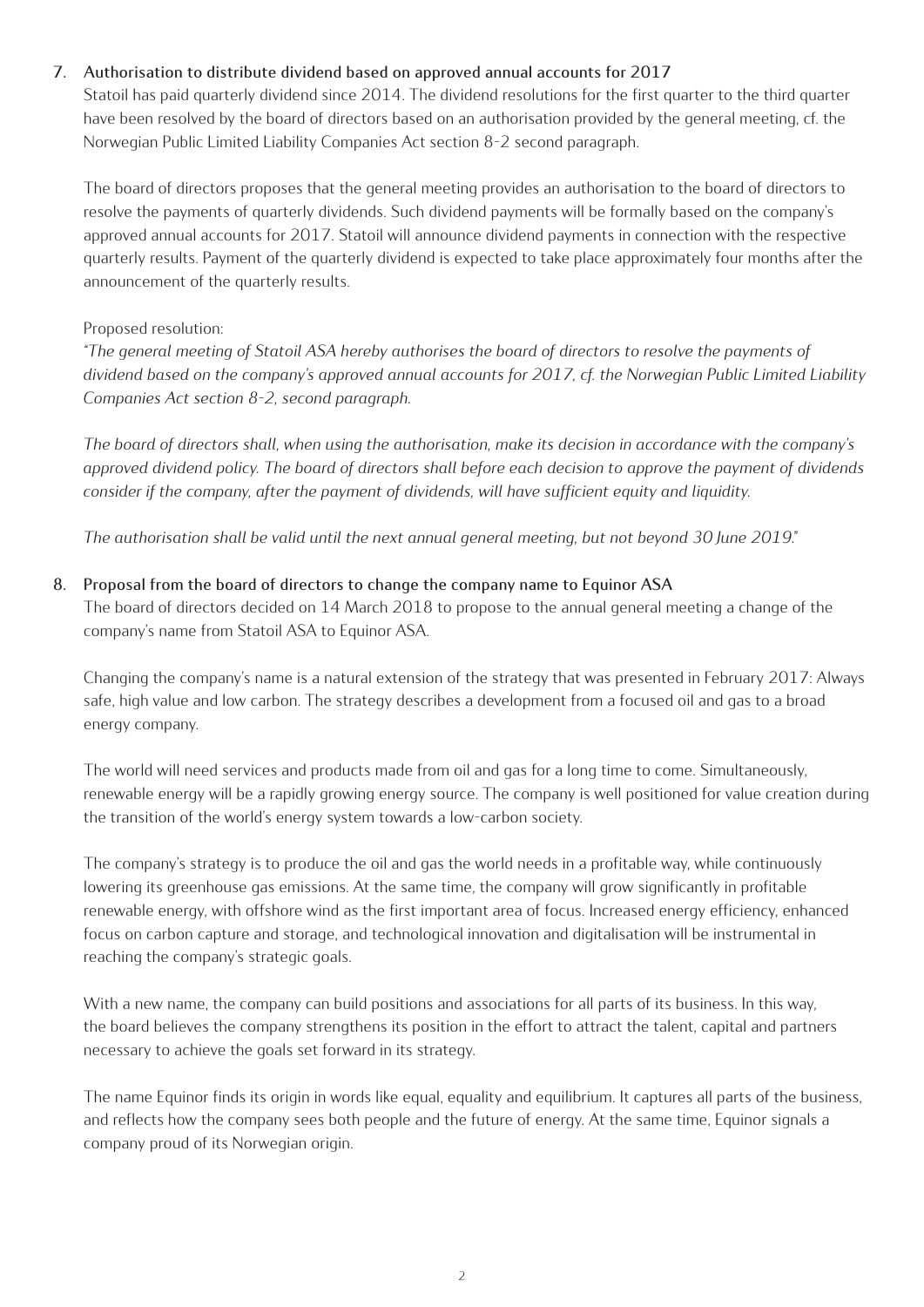## 7. Authorisation to distribute dividend based on approved annual accounts for 2017

Statoil has paid quarterly dividend since 2014. The dividend resolutions for the first quarter to the third quarter have been resolved by the board of directors based on an authorisation provided by the general meeting, cf. the Norwegian Public Limited Liability Companies Act section 8-2 second paragraph.

The board of directors proposes that the general meeting provides an authorisation to the board of directors to resolve the payments of quarterly dividends. Such dividend payments will be formally based on the company's approved annual accounts for 2017. Statoil will announce dividend payments in connection with the respective quarterly results. Payment of the quarterly dividend is expected to take place approximately four months after the announcement of the quarterly results.

Proposed resolution:

*"The general meeting of Statoil ASA hereby authorises the board of directors to resolve the payments of dividend based on the company's approved annual accounts for 2017, cf. the Norwegian Public Limited Liability Companies Act section 8-2, second paragraph.*

*The board of directors shall, when using the authorisation, make its decision in accordance with the company's approved dividend policy. The board of directors shall before each decision to approve the payment of dividends consider if the company, after the payment of dividends, will have sufficient equity and liquidity.*

*The authorisation shall be valid until the next annual general meeting, but not beyond 30 June 2019."*

## 8. Proposal from the board of directors to change the company name to Equinor ASA

The board of directors decided on 14 March 2018 to propose to the annual general meeting a change of the company's name from Statoil ASA to Equinor ASA.

Changing the company's name is a natural extension of the strategy that was presented in February 2017: Always safe, high value and low carbon. The strategy describes a development from a focused oil and gas to a broad energy company.

The world will need services and products made from oil and gas for a long time to come. Simultaneously, renewable energy will be a rapidly growing energy source. The company is well positioned for value creation during the transition of the world's energy system towards a low-carbon society.

The company's strategy is to produce the oil and gas the world needs in a profitable way, while continuously lowering its greenhouse gas emissions. At the same time, the company will grow significantly in profitable renewable energy, with offshore wind as the first important area of focus. Increased energy efficiency, enhanced focus on carbon capture and storage, and technological innovation and digitalisation will be instrumental in reaching the company's strategic goals.

With a new name, the company can build positions and associations for all parts of its business. In this way, the board believes the company strengthens its position in the effort to attract the talent, capital and partners necessary to achieve the goals set forward in its strategy.

The name Equinor finds its origin in words like equal, equality and equilibrium. It captures all parts of the business, and reflects how the company sees both people and the future of energy. At the same time, Equinor signals a company proud of its Norwegian origin.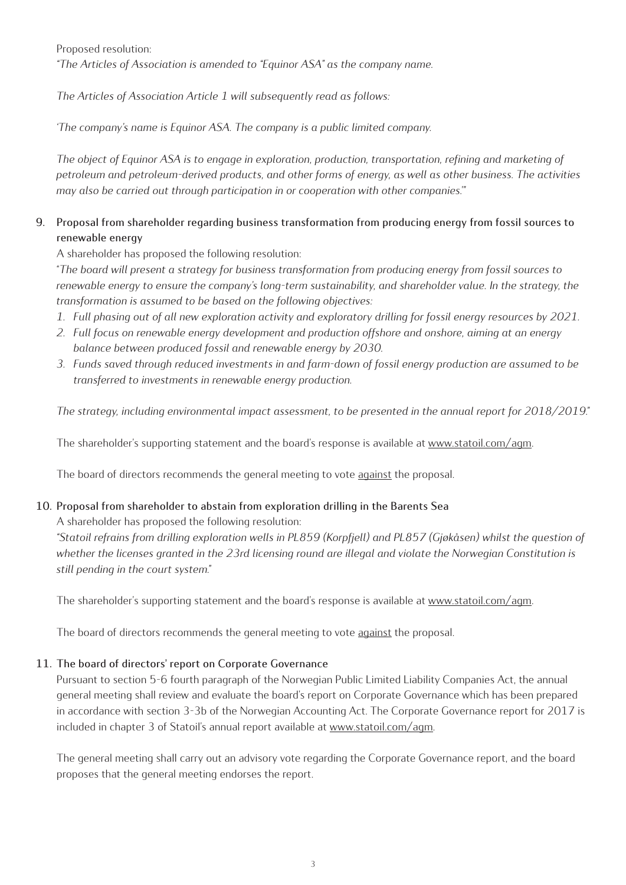Proposed resolution:

*"The Articles of Association is amended to "Equinor ASA" as the company name.*

*The Articles of Association Article 1 will subsequently read as follows:*

*'The company's name is Equinor ASA. The company is a public limited company.*

*The object of Equinor ASA is to engage in exploration, production, transportation, refining and marketing of petroleum and petroleum-derived products, and other forms of energy, as well as other business. The activities may also be carried out through participation in or cooperation with other companies.'"*

9. **Proposal from shareholder regarding business transformation from producing energy from fossil sources to renewable energy**

   A shareholder has proposed the following resolution:

   "*The board will present a strategy for business transformation from producing energy from fossil sources to renewable energy to ensure the company's long-term sustainability, and shareholder value. In the strategy, the transformation is assumed to be based on the following objectives:*

   1. *Full phasing out of all new exploration activity and exploratory drilling for fossil energy resources by 2021.*
   2. *Full focus on renewable energy development and production offshore and onshore, aiming at an energy balance between produced fossil and renewable energy by 2030.*
   3. *Funds saved through reduced investments in and farm-down of fossil energy production are assumed to be transferred to investments in renewable energy production.*

   *The strategy, including environmental impact assessment, to be presented in the annual report for 2018/2019.*"

   The shareholder's supporting statement and the board's response is available at www.statoil.com/agm.

   The board of directors recommends the general meeting to vote against the proposal.

10. **Proposal from shareholder to abstain from exploration drilling in the Barents Sea**

    A shareholder has proposed the following resolution:

    *"Statoil refrains from drilling exploration wells in PL859 (Korpfjell) and PL857 (Gjøkåsen) whilst the question of whether the licenses granted in the 23rd licensing round are illegal and violate the Norwegian Constitution is still pending in the court system."*

    The shareholder's supporting statement and the board's response is available at www.statoil.com/agm.

    The board of directors recommends the general meeting to vote against the proposal.

11. **The board of directors' report on Corporate Governance**

    Pursuant to section 5-6 fourth paragraph of the Norwegian Public Limited Liability Companies Act, the annual general meeting shall review and evaluate the board's report on Corporate Governance which has been prepared in accordance with section 3-3b of the Norwegian Accounting Act. The Corporate Governance report for 2017 is included in chapter 3 of Statoil's annual report available at www.statoil.com/agm.

    The general meeting shall carry out an advisory vote regarding the Corporate Governance report, and the board proposes that the general meeting endorses the report.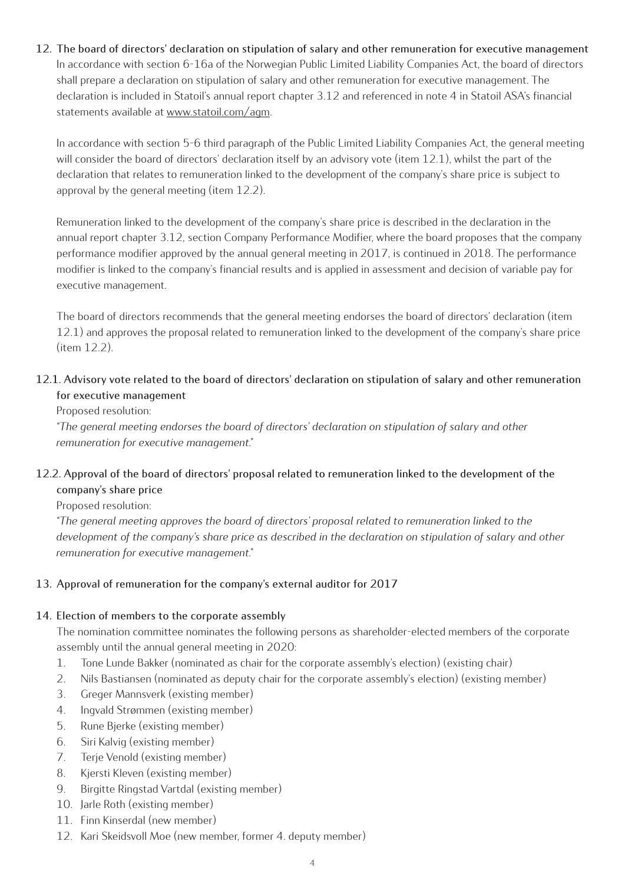## 12. The board of directors' declaration on stipulation of salary and other remuneration for executive management

In accordance with section 6-16a of the Norwegian Public Limited Liability Companies Act, the board of directors shall prepare a declaration on stipulation of salary and other remuneration for executive management. The declaration is included in Statoil's annual report chapter 3.12 and referenced in note 4 in Statoil ASA's financial statements available at www.statoil.com/agm.

In accordance with section 5-6 third paragraph of the Public Limited Liability Companies Act, the general meeting will consider the board of directors' declaration itself by an advisory vote (item 12.1), whilst the part of the declaration that relates to remuneration linked to the development of the company's share price is subject to approval by the general meeting (item 12.2).

Remuneration linked to the development of the company's share price is described in the declaration in the annual report chapter 3.12, section Company Performance Modifier, where the board proposes that the company performance modifier approved by the annual general meeting in 2017, is continued in 2018. The performance modifier is linked to the company's financial results and is applied in assessment and decision of variable pay for executive management.

The board of directors recommends that the general meeting endorses the board of directors' declaration (item 12.1) and approves the proposal related to remuneration linked to the development of the company's share price (item 12.2).

### 12.1. Advisory vote related to the board of directors' declaration on stipulation of salary and other remuneration for executive management

Proposed resolution:

*"The general meeting endorses the board of directors' declaration on stipulation of salary and other remuneration for executive management."*

### 12.2. Approval of the board of directors' proposal related to remuneration linked to the development of the company's share price

Proposed resolution:

*"The general meeting approves the board of directors' proposal related to remuneration linked to the development of the company's share price as described in the declaration on stipulation of salary and other remuneration for executive management."*

## 13. Approval of remuneration for the company's external auditor for 2017

## 14. Election of members to the corporate assembly

The nomination committee nominates the following persons as shareholder-elected members of the corporate assembly until the annual general meeting in 2020:

1. Tone Lunde Bakker (nominated as chair for the corporate assembly's election) (existing chair)
2. Nils Bastiansen (nominated as deputy chair for the corporate assembly's election) (existing member)
3. Greger Mannsverk (existing member)
4. Ingvald Strømmen (existing member)
5. Rune Bjerke (existing member)
6. Siri Kalvig (existing member)
7. Terje Venold (existing member)
8. Kjersti Kleven (existing member)
9. Birgitte Ringstad Vartdal (existing member)
10. Jarle Roth (existing member)
11. Finn Kinserdal (new member)
12. Kari Skeidsvoll Moe (new member, former 4. deputy member)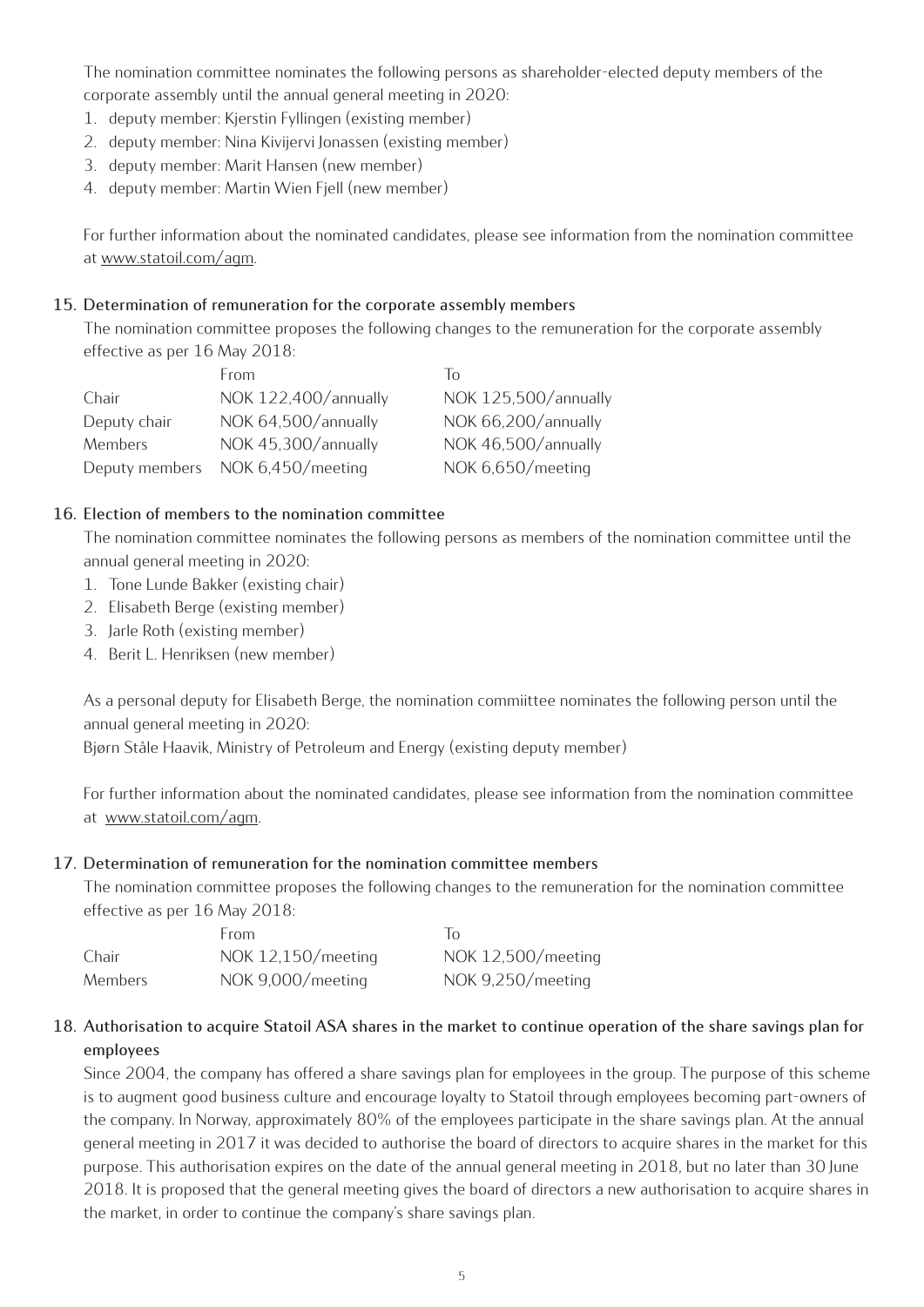The nomination committee nominates the following persons as shareholder-elected deputy members of the corporate assembly until the annual general meeting in 2020:

1. deputy member: Kjerstin Fyllingen (existing member)
2. deputy member: Nina Kivijervi Jonassen (existing member)
3. deputy member: Marit Hansen (new member)
4. deputy member: Martin Wien Fjell (new member)

For further information about the nominated candidates, please see information from the nomination committee at www.statoil.com/agm.

### 15. Determination of remuneration for the corporate assembly members

The nomination committee proposes the following changes to the remuneration for the corporate assembly effective as per 16 May 2018:

| | From | To |
|---|---|---|
| Chair | NOK 122,400/annually | NOK 125,500/annually |
| Deputy chair | NOK 64,500/annually | NOK 66,200/annually |
| Members | NOK 45,300/annually | NOK 46,500/annually |
| Deputy members | NOK 6,450/meeting | NOK 6,650/meeting |

### 16. Election of members to the nomination committee

The nomination committee nominates the following persons as members of the nomination committee until the annual general meeting in 2020:

1. Tone Lunde Bakker (existing chair)
2. Elisabeth Berge (existing member)
3. Jarle Roth (existing member)
4. Berit L. Henriksen (new member)

As a personal deputy for Elisabeth Berge, the nomination commiittee nominates the following person until the annual general meeting in 2020:
Bjørn Ståle Haavik, Ministry of Petroleum and Energy (existing deputy member)

For further information about the nominated candidates, please see information from the nomination committee at www.statoil.com/agm.

### 17. Determination of remuneration for the nomination committee members

The nomination committee proposes the following changes to the remuneration for the nomination committee effective as per 16 May 2018:

| | From | To |
|---|---|---|
| Chair | NOK 12,150/meeting | NOK 12,500/meeting |
| Members | NOK 9,000/meeting | NOK 9,250/meeting |

### 18. Authorisation to acquire Statoil ASA shares in the market to continue operation of the share savings plan for employees

Since 2004, the company has offered a share savings plan for employees in the group. The purpose of this scheme is to augment good business culture and encourage loyalty to Statoil through employees becoming part-owners of the company. In Norway, approximately 80% of the employees participate in the share savings plan. At the annual general meeting in 2017 it was decided to authorise the board of directors to acquire shares in the market for this purpose. This authorisation expires on the date of the annual general meeting in 2018, but no later than 30 June 2018. It is proposed that the general meeting gives the board of directors a new authorisation to acquire shares in the market, in order to continue the company's share savings plan.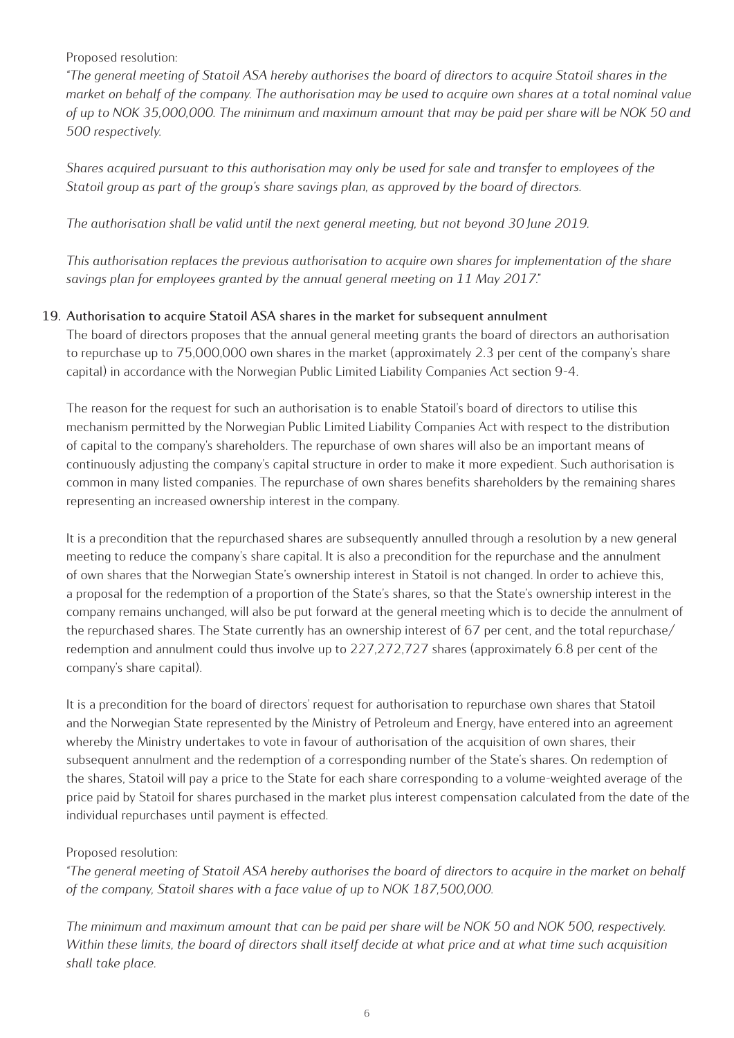Proposed resolution:

*"The general meeting of Statoil ASA hereby authorises the board of directors to acquire Statoil shares in the market on behalf of the company. The authorisation may be used to acquire own shares at a total nominal value of up to NOK 35,000,000. The minimum and maximum amount that may be paid per share will be NOK 50 and 500 respectively.*

*Shares acquired pursuant to this authorisation may only be used for sale and transfer to employees of the Statoil group as part of the group's share savings plan, as approved by the board of directors.*

*The authorisation shall be valid until the next general meeting, but not beyond 30 June 2019.*

*This authorisation replaces the previous authorisation to acquire own shares for implementation of the share savings plan for employees granted by the annual general meeting on 11 May 2017."*

## 19. Authorisation to acquire Statoil ASA shares in the market for subsequent annulment

The board of directors proposes that the annual general meeting grants the board of directors an authorisation to repurchase up to 75,000,000 own shares in the market (approximately 2.3 per cent of the company's share capital) in accordance with the Norwegian Public Limited Liability Companies Act section 9-4.

The reason for the request for such an authorisation is to enable Statoil's board of directors to utilise this mechanism permitted by the Norwegian Public Limited Liability Companies Act with respect to the distribution of capital to the company's shareholders. The repurchase of own shares will also be an important means of continuously adjusting the company's capital structure in order to make it more expedient. Such authorisation is common in many listed companies. The repurchase of own shares benefits shareholders by the remaining shares representing an increased ownership interest in the company.

It is a precondition that the repurchased shares are subsequently annulled through a resolution by a new general meeting to reduce the company's share capital. It is also a precondition for the repurchase and the annulment of own shares that the Norwegian State's ownership interest in Statoil is not changed. In order to achieve this, a proposal for the redemption of a proportion of the State's shares, so that the State's ownership interest in the company remains unchanged, will also be put forward at the general meeting which is to decide the annulment of the repurchased shares. The State currently has an ownership interest of 67 per cent, and the total repurchase/redemption and annulment could thus involve up to 227,272,727 shares (approximately 6.8 per cent of the company's share capital).

It is a precondition for the board of directors' request for authorisation to repurchase own shares that Statoil and the Norwegian State represented by the Ministry of Petroleum and Energy, have entered into an agreement whereby the Ministry undertakes to vote in favour of authorisation of the acquisition of own shares, their subsequent annulment and the redemption of a corresponding number of the State's shares. On redemption of the shares, Statoil will pay a price to the State for each share corresponding to a volume-weighted average of the price paid by Statoil for shares purchased in the market plus interest compensation calculated from the date of the individual repurchases until payment is effected.

Proposed resolution:

*"The general meeting of Statoil ASA hereby authorises the board of directors to acquire in the market on behalf of the company, Statoil shares with a face value of up to NOK 187,500,000.*

*The minimum and maximum amount that can be paid per share will be NOK 50 and NOK 500, respectively. Within these limits, the board of directors shall itself decide at what price and at what time such acquisition shall take place.*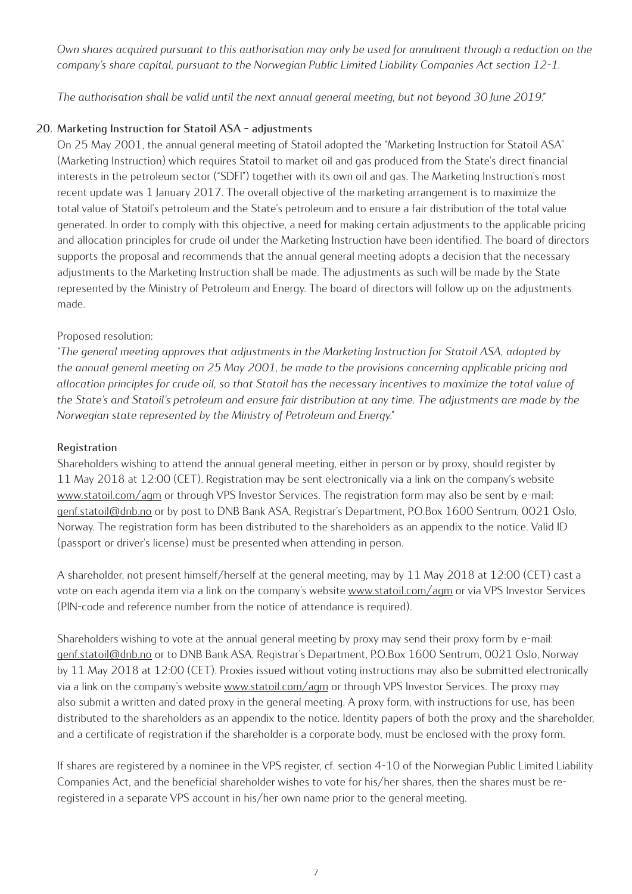*Own shares acquired pursuant to this authorisation may only be used for annulment through a reduction on the company's share capital, pursuant to the Norwegian Public Limited Liability Companies Act section 12-1.*

*The authorisation shall be valid until the next annual general meeting, but not beyond 30 June 2019."*

## 20. Marketing Instruction for Statoil ASA - adjustments

On 25 May 2001, the annual general meeting of Statoil adopted the "Marketing Instruction for Statoil ASA" (Marketing Instruction) which requires Statoil to market oil and gas produced from the State's direct financial interests in the petroleum sector ("SDFI") together with its own oil and gas. The Marketing Instruction's most recent update was 1 January 2017. The overall objective of the marketing arrangement is to maximize the total value of Statoil's petroleum and the State's petroleum and to ensure a fair distribution of the total value generated. In order to comply with this objective, a need for making certain adjustments to the applicable pricing and allocation principles for crude oil under the Marketing Instruction have been identified. The board of directors supports the proposal and recommends that the annual general meeting adopts a decision that the necessary adjustments to the Marketing Instruction shall be made. The adjustments as such will be made by the State represented by the Ministry of Petroleum and Energy. The board of directors will follow up on the adjustments made.

Proposed resolution:

*"The general meeting approves that adjustments in the Marketing Instruction for Statoil ASA, adopted by the annual general meeting on 25 May 2001, be made to the provisions concerning applicable pricing and allocation principles for crude oil, so that Statoil has the necessary incentives to maximize the total value of the State's and Statoil's petroleum and ensure fair distribution at any time. The adjustments are made by the Norwegian state represented by the Ministry of Petroleum and Energy."*

## Registration

Shareholders wishing to attend the annual general meeting, either in person or by proxy, should register by 11 May 2018 at 12:00 (CET). Registration may be sent electronically via a link on the company's website www.statoil.com/agm or through VPS Investor Services. The registration form may also be sent by e-mail: genf.statoil@dnb.no or by post to DNB Bank ASA, Registrar's Department, P.O.Box 1600 Sentrum, 0021 Oslo, Norway. The registration form has been distributed to the shareholders as an appendix to the notice. Valid ID (passport or driver's license) must be presented when attending in person.

A shareholder, not present himself/herself at the general meeting, may by 11 May 2018 at 12:00 (CET) cast a vote on each agenda item via a link on the company's website www.statoil.com/agm or via VPS Investor Services (PIN-code and reference number from the notice of attendance is required).

Shareholders wishing to vote at the annual general meeting by proxy may send their proxy form by e-mail: genf.statoil@dnb.no or to DNB Bank ASA, Registrar's Department, P.O.Box 1600 Sentrum, 0021 Oslo, Norway by 11 May 2018 at 12:00 (CET). Proxies issued without voting instructions may also be submitted electronically via a link on the company's website www.statoil.com/agm or through VPS Investor Services. The proxy may also submit a written and dated proxy in the general meeting. A proxy form, with instructions for use, has been distributed to the shareholders as an appendix to the notice. Identity papers of both the proxy and the shareholder, and a certificate of registration if the shareholder is a corporate body, must be enclosed with the proxy form.

If shares are registered by a nominee in the VPS register, cf. section 4-10 of the Norwegian Public Limited Liability Companies Act, and the beneficial shareholder wishes to vote for his/her shares, then the shares must be re-registered in a separate VPS account in his/her own name prior to the general meeting.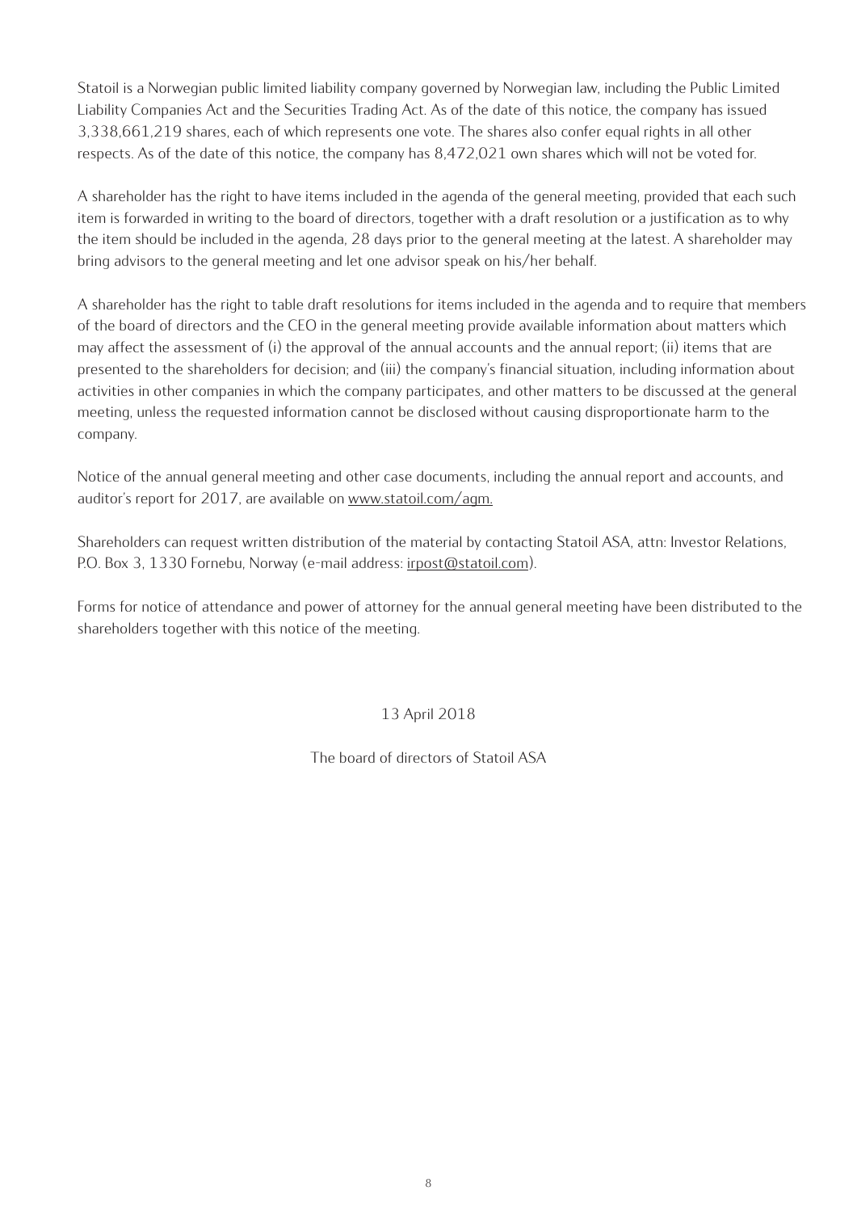Statoil is a Norwegian public limited liability company governed by Norwegian law, including the Public Limited Liability Companies Act and the Securities Trading Act. As of the date of this notice, the company has issued 3,338,661,219 shares, each of which represents one vote. The shares also confer equal rights in all other respects. As of the date of this notice, the company has 8,472,021 own shares which will not be voted for.

A shareholder has the right to have items included in the agenda of the general meeting, provided that each such item is forwarded in writing to the board of directors, together with a draft resolution or a justification as to why the item should be included in the agenda, 28 days prior to the general meeting at the latest. A shareholder may bring advisors to the general meeting and let one advisor speak on his/her behalf.

A shareholder has the right to table draft resolutions for items included in the agenda and to require that members of the board of directors and the CEO in the general meeting provide available information about matters which may affect the assessment of (i) the approval of the annual accounts and the annual report; (ii) items that are presented to the shareholders for decision; and (iii) the company's financial situation, including information about activities in other companies in which the company participates, and other matters to be discussed at the general meeting, unless the requested information cannot be disclosed without causing disproportionate harm to the company.

Notice of the annual general meeting and other case documents, including the annual report and accounts, and auditor's report for 2017, are available on www.statoil.com/agm.

Shareholders can request written distribution of the material by contacting Statoil ASA, attn: Investor Relations, P.O. Box 3, 1330 Fornebu, Norway (e-mail address: irpost@statoil.com).

Forms for notice of attendance and power of attorney for the annual general meeting have been distributed to the shareholders together with this notice of the meeting.

13 April 2018

The board of directors of Statoil ASA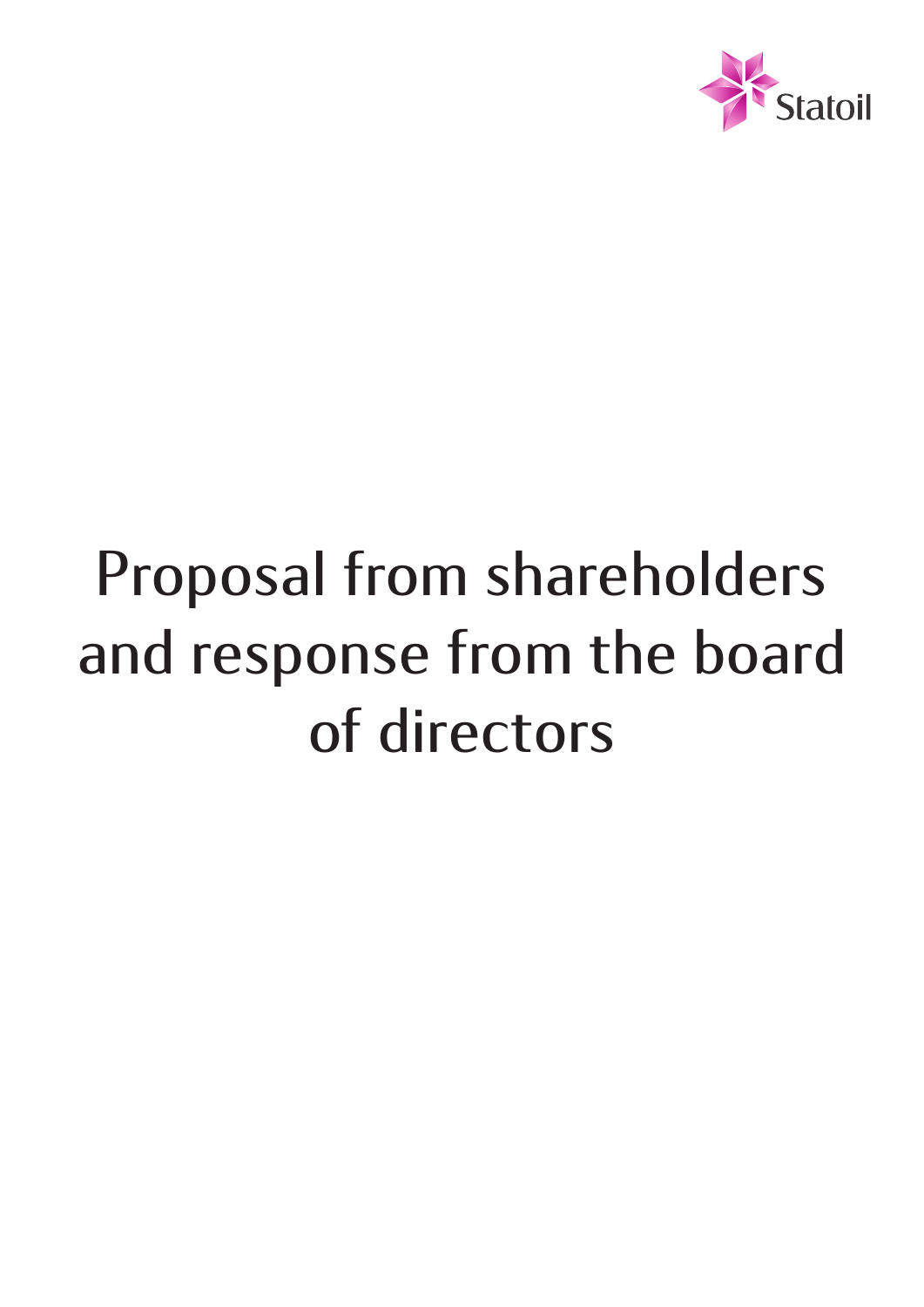# Proposal from shareholders and response from the board of directors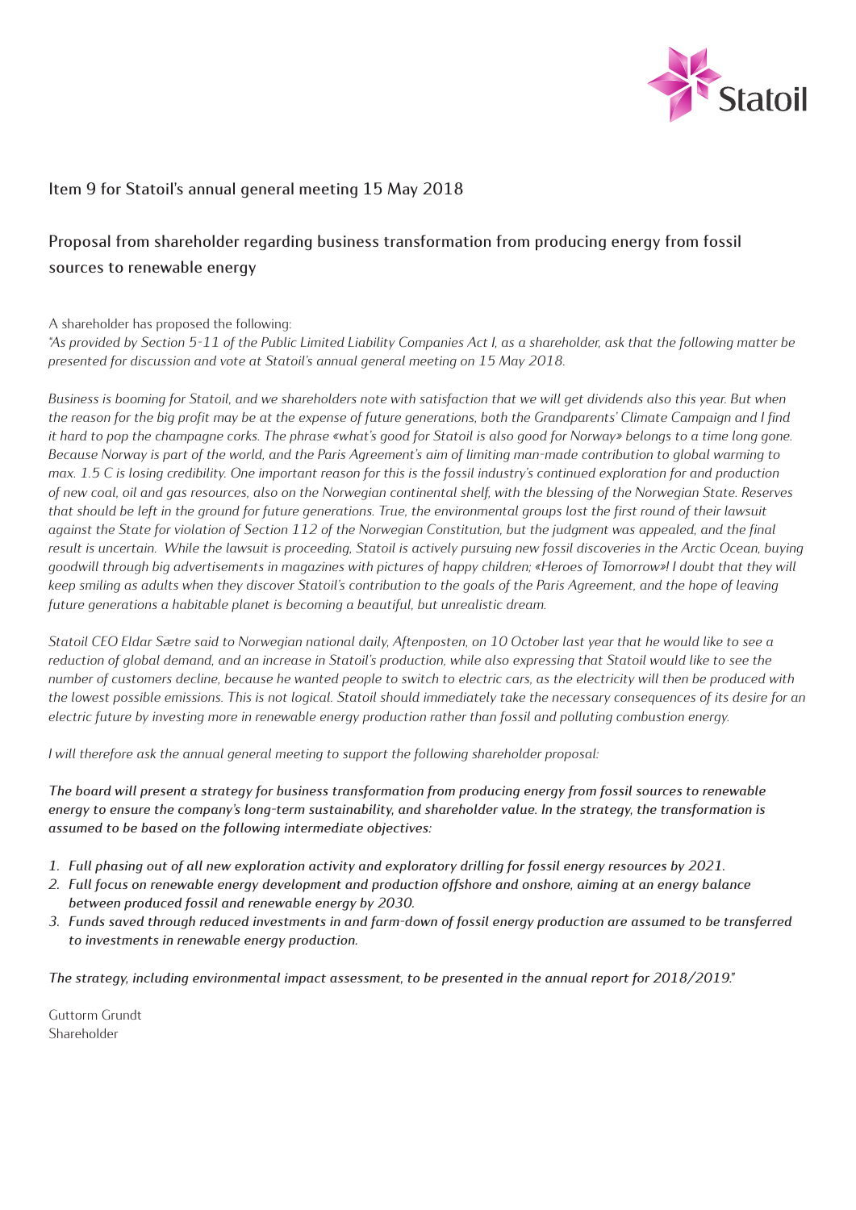## Item 9 for Statoil's annual general meeting 15 May 2018

## Proposal from shareholder regarding business transformation from producing energy from fossil sources to renewable energy

A shareholder has proposed the following:

*"As provided by Section 5-11 of the Public Limited Liability Companies Act I, as a shareholder, ask that the following matter be presented for discussion and vote at Statoil's annual general meeting on 15 May 2018.*

*Business is booming for Statoil, and we shareholders note with satisfaction that we will get dividends also this year. But when the reason for the big profit may be at the expense of future generations, both the Grandparents' Climate Campaign and I find it hard to pop the champagne corks. The phrase «what's good for Statoil is also good for Norway» belongs to a time long gone. Because Norway is part of the world, and the Paris Agreement's aim of limiting man-made contribution to global warming to max. 1.5 C is losing credibility. One important reason for this is the fossil industry's continued exploration for and production of new coal, oil and gas resources, also on the Norwegian continental shelf, with the blessing of the Norwegian State. Reserves that should be left in the ground for future generations. True, the environmental groups lost the first round of their lawsuit against the State for violation of Section 112 of the Norwegian Constitution, but the judgment was appealed, and the final result is uncertain. While the lawsuit is proceeding, Statoil is actively pursuing new fossil discoveries in the Arctic Ocean, buying goodwill through big advertisements in magazines with pictures of happy children; «Heroes of Tomorrow»! I doubt that they will keep smiling as adults when they discover Statoil's contribution to the goals of the Paris Agreement, and the hope of leaving future generations a habitable planet is becoming a beautiful, but unrealistic dream.*

*Statoil CEO Eldar Sætre said to Norwegian national daily, Aftenposten, on 10 October last year that he would like to see a reduction of global demand, and an increase in Statoil's production, while also expressing that Statoil would like to see the number of customers decline, because he wanted people to switch to electric cars, as the electricity will then be produced with the lowest possible emissions. This is not logical. Statoil should immediately take the necessary consequences of its desire for an electric future by investing more in renewable energy production rather than fossil and polluting combustion energy.*

*I will therefore ask the annual general meeting to support the following shareholder proposal:*

***The board will present a strategy for business transformation from producing energy from fossil sources to renewable energy to ensure the company's long-term sustainability, and shareholder value. In the strategy, the transformation is assumed to be based on the following intermediate objectives:***

1. ***Full phasing out of all new exploration activity and exploratory drilling for fossil energy resources by 2021.***
2. ***Full focus on renewable energy development and production offshore and onshore, aiming at an energy balance between produced fossil and renewable energy by 2030.***
3. ***Funds saved through reduced investments in and farm-down of fossil energy production are assumed to be transferred to investments in renewable energy production.***

***The strategy, including environmental impact assessment, to be presented in the annual report for 2018/2019."***

Guttorm Grundt
Shareholder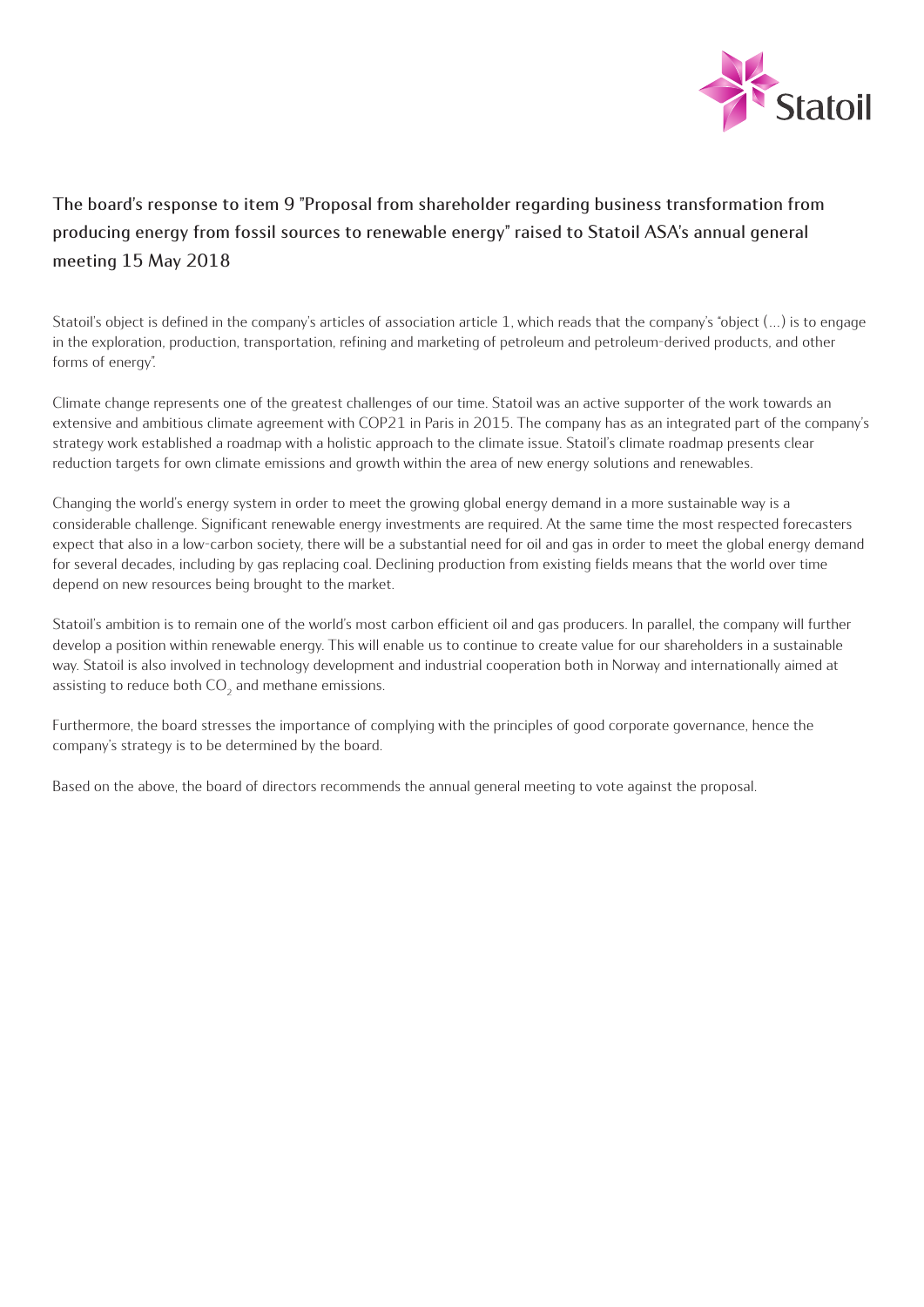## The board's response to item 9 "Proposal from shareholder regarding business transformation from producing energy from fossil sources to renewable energy" raised to Statoil ASA's annual general meeting 15 May 2018

Statoil's object is defined in the company's articles of association article 1, which reads that the company's "object (...) is to engage in the exploration, production, transportation, refining and marketing of petroleum and petroleum-derived products, and other forms of energy".

Climate change represents one of the greatest challenges of our time. Statoil was an active supporter of the work towards an extensive and ambitious climate agreement with COP21 in Paris in 2015. The company has as an integrated part of the company's strategy work established a roadmap with a holistic approach to the climate issue. Statoil's climate roadmap presents clear reduction targets for own climate emissions and growth within the area of new energy solutions and renewables.

Changing the world's energy system in order to meet the growing global energy demand in a more sustainable way is a considerable challenge. Significant renewable energy investments are required. At the same time the most respected forecasters expect that also in a low-carbon society, there will be a substantial need for oil and gas in order to meet the global energy demand for several decades, including by gas replacing coal. Declining production from existing fields means that the world over time depend on new resources being brought to the market.

Statoil's ambition is to remain one of the world's most carbon efficient oil and gas producers. In parallel, the company will further develop a position within renewable energy. This will enable us to continue to create value for our shareholders in a sustainable way. Statoil is also involved in technology development and industrial cooperation both in Norway and internationally aimed at assisting to reduce both $CO_2$ and methane emissions.

Furthermore, the board stresses the importance of complying with the principles of good corporate governance, hence the company's strategy is to be determined by the board.

Based on the above, the board of directors recommends the annual general meeting to vote against the proposal.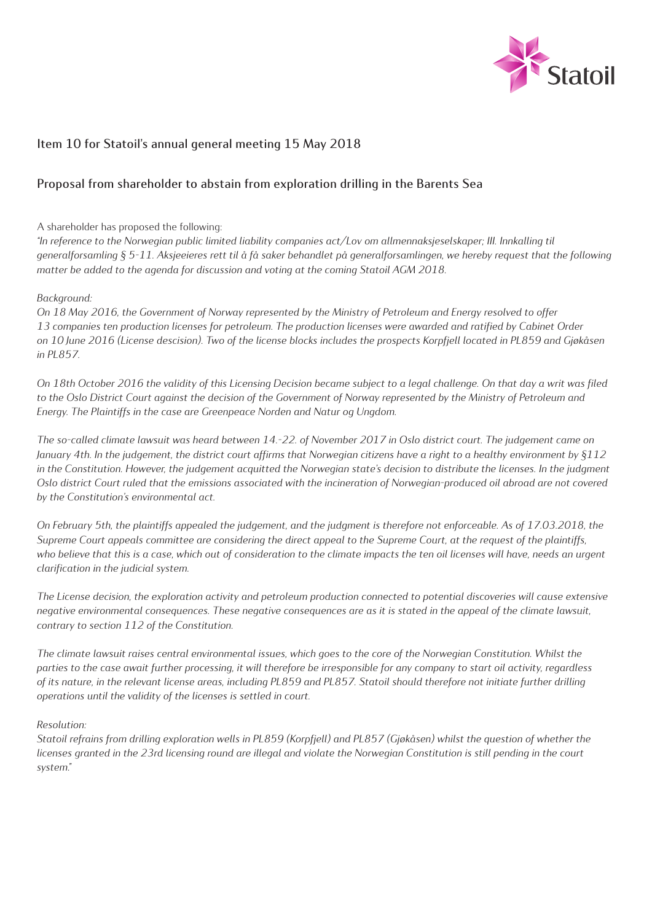## Item 10 for Statoil's annual general meeting 15 May 2018

## Proposal from shareholder to abstain from exploration drilling in the Barents Sea

A shareholder has proposed the following:

*"In reference to the Norwegian public limited liability companies act/Lov om allmennaksjeselskaper; III. Innkalling til generalforsamling § 5-11. Aksjeeieres rett til å få saker behandlet på generalforsamlingen, we hereby request that the following matter be added to the agenda for discussion and voting at the coming Statoil AGM 2018.*

*Background:*

*On 18 May 2016, the Government of Norway represented by the Ministry of Petroleum and Energy resolved to offer 13 companies ten production licenses for petroleum. The production licenses were awarded and ratified by Cabinet Order on 10 June 2016 (License descision). Two of the license blocks includes the prospects Korpfjell located in PL859 and Gjøkåsen in PL857.*

*On 18th October 2016 the validity of this Licensing Decision became subject to a legal challenge. On that day a writ was filed to the Oslo District Court against the decision of the Government of Norway represented by the Ministry of Petroleum and Energy. The Plaintiffs in the case are Greenpeace Norden and Natur og Ungdom.*

*The so-called climate lawsuit was heard between 14.-22. of November 2017 in Oslo district court. The judgement came on January 4th. In the judgement, the district court affirms that Norwegian citizens have a right to a healthy environment by §112 in the Constitution. However, the judgement acquitted the Norwegian state's decision to distribute the licenses. In the judgment Oslo district Court ruled that the emissions associated with the incineration of Norwegian-produced oil abroad are not covered by the Constitution's environmental act.*

*On February 5th, the plaintiffs appealed the judgement, and the judgment is therefore not enforceable. As of 17.03.2018, the Supreme Court appeals committee are considering the direct appeal to the Supreme Court, at the request of the plaintiffs, who believe that this is a case, which out of consideration to the climate impacts the ten oil licenses will have, needs an urgent clarification in the judicial system.*

*The License decision, the exploration activity and petroleum production connected to potential discoveries will cause extensive negative environmental consequences. These negative consequences are as it is stated in the appeal of the climate lawsuit, contrary to section 112 of the Constitution.*

*The climate lawsuit raises central environmental issues, which goes to the core of the Norwegian Constitution. Whilst the parties to the case await further processing, it will therefore be irresponsible for any company to start oil activity, regardless of its nature, in the relevant license areas, including PL859 and PL857. Statoil should therefore not initiate further drilling operations until the validity of the licenses is settled in court.*

*Resolution:*

*Statoil refrains from drilling exploration wells in PL859 (Korpfjell) and PL857 (Gjøkåsen) whilst the question of whether the licenses granted in the 23rd licensing round are illegal and violate the Norwegian Constitution is still pending in the court system."*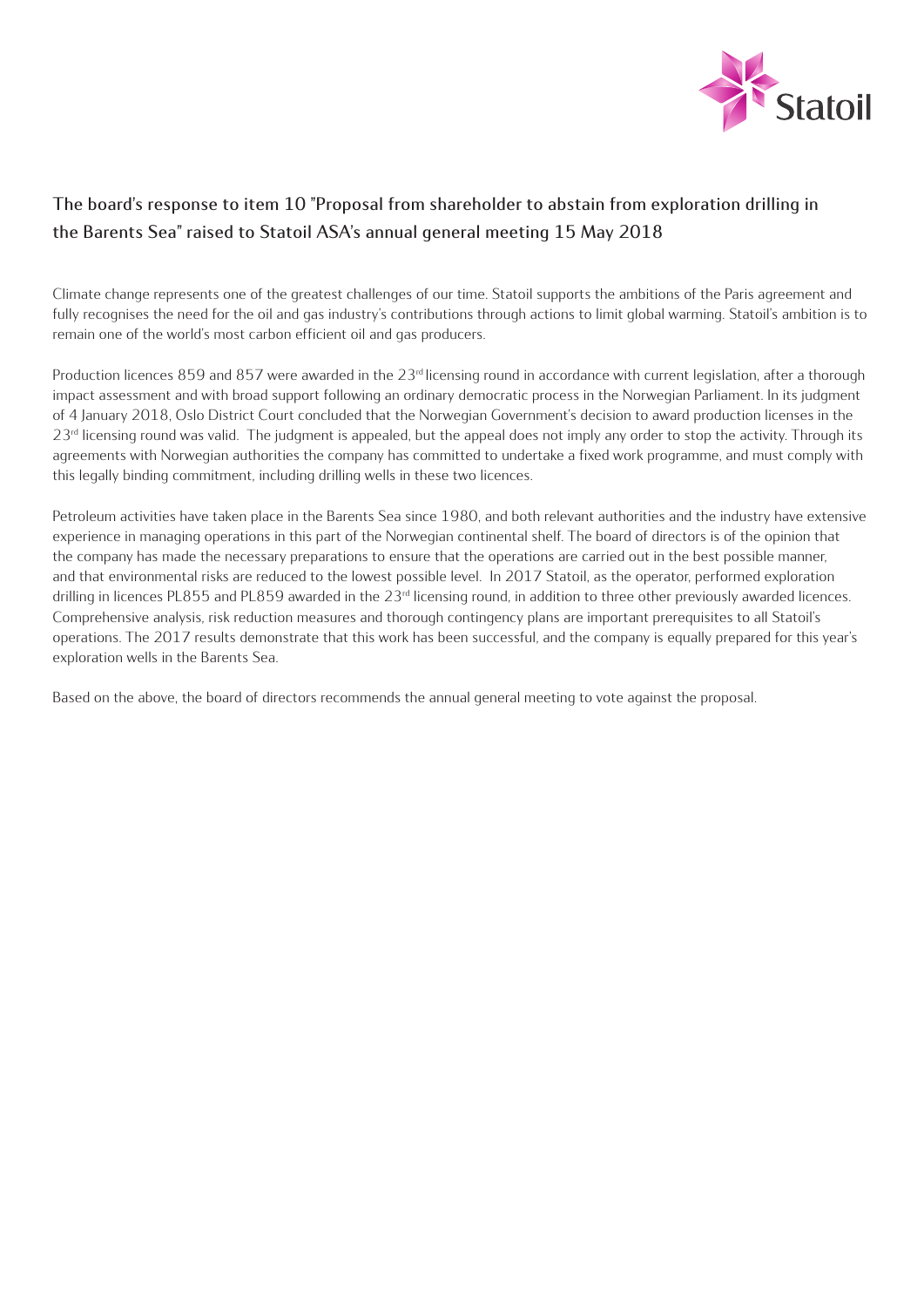## The board's response to item 10 "Proposal from shareholder to abstain from exploration drilling in the Barents Sea" raised to Statoil ASA's annual general meeting 15 May 2018

Climate change represents one of the greatest challenges of our time. Statoil supports the ambitions of the Paris agreement and fully recognises the need for the oil and gas industry's contributions through actions to limit global warming. Statoil's ambition is to remain one of the world's most carbon efficient oil and gas producers.

Production licences 859 and 857 were awarded in the 23rd licensing round in accordance with current legislation, after a thorough impact assessment and with broad support following an ordinary democratic process in the Norwegian Parliament. In its judgment of 4 January 2018, Oslo District Court concluded that the Norwegian Government's decision to award production licenses in the 23rd licensing round was valid. The judgment is appealed, but the appeal does not imply any order to stop the activity. Through its agreements with Norwegian authorities the company has committed to undertake a fixed work programme, and must comply with this legally binding commitment, including drilling wells in these two licences.

Petroleum activities have taken place in the Barents Sea since 1980, and both relevant authorities and the industry have extensive experience in managing operations in this part of the Norwegian continental shelf. The board of directors is of the opinion that the company has made the necessary preparations to ensure that the operations are carried out in the best possible manner, and that environmental risks are reduced to the lowest possible level. In 2017 Statoil, as the operator, performed exploration drilling in licences PL855 and PL859 awarded in the 23rd licensing round, in addition to three other previously awarded licences. Comprehensive analysis, risk reduction measures and thorough contingency plans are important prerequisites to all Statoil's operations. The 2017 results demonstrate that this work has been successful, and the company is equally prepared for this year's exploration wells in the Barents Sea.

Based on the above, the board of directors recommends the annual general meeting to vote against the proposal.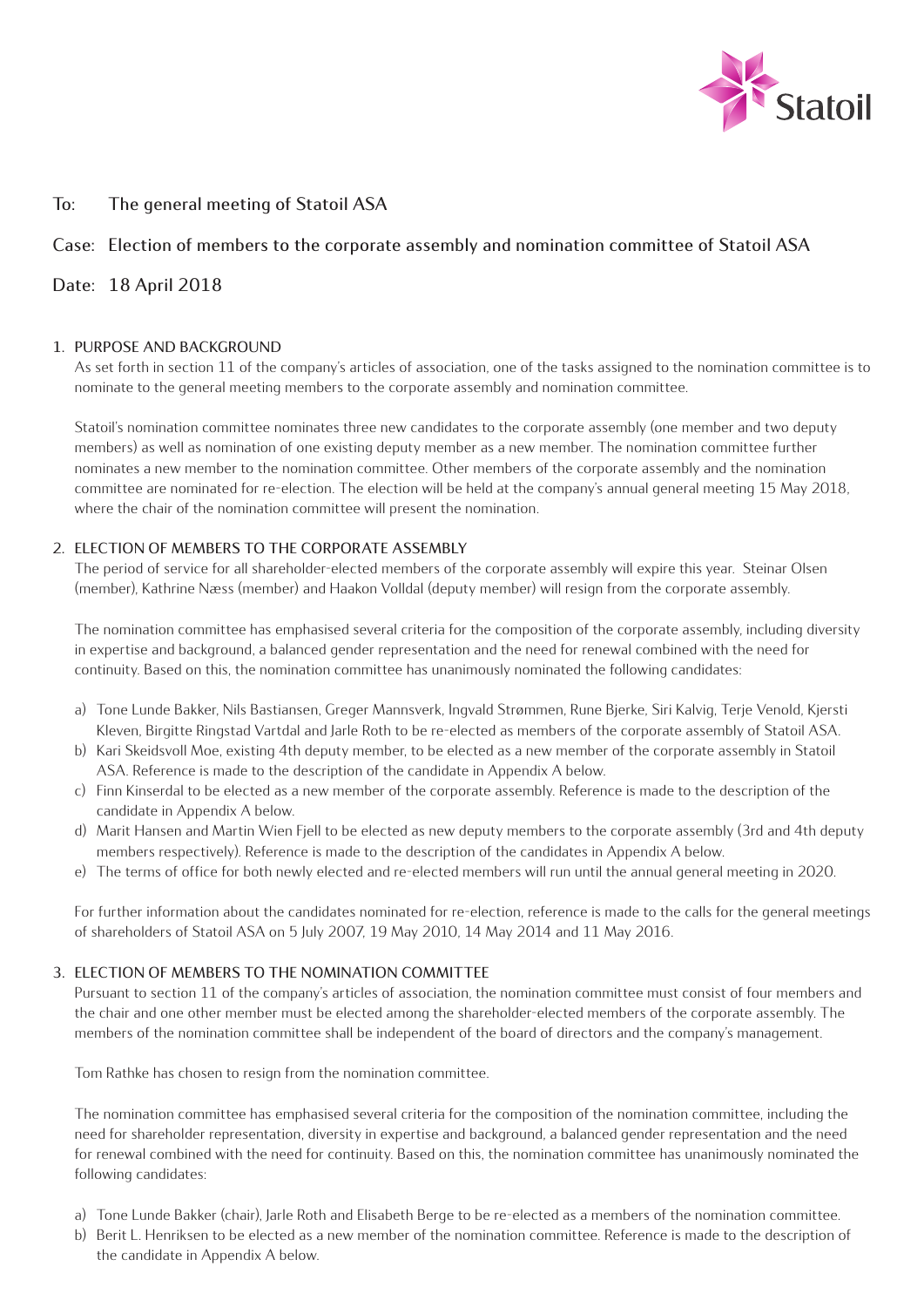Statoil

To: The general meeting of Statoil ASA

Case: Election of members to the corporate assembly and nomination committee of Statoil ASA

Date: 18 April 2018

## 1. PURPOSE AND BACKGROUND

As set forth in section 11 of the company's articles of association, one of the tasks assigned to the nomination committee is to nominate to the general meeting members to the corporate assembly and nomination committee.

Statoil's nomination committee nominates three new candidates to the corporate assembly (one member and two deputy members) as well as nomination of one existing deputy member as a new member. The nomination committee further nominates a new member to the nomination committee. Other members of the corporate assembly and the nomination committee are nominated for re-election. The election will be held at the company's annual general meeting 15 May 2018, where the chair of the nomination committee will present the nomination.

## 2. ELECTION OF MEMBERS TO THE CORPORATE ASSEMBLY

The period of service for all shareholder-elected members of the corporate assembly will expire this year. Steinar Olsen (member), Kathrine Næss (member) and Haakon Volldal (deputy member) will resign from the corporate assembly.

The nomination committee has emphasised several criteria for the composition of the corporate assembly, including diversity in expertise and background, a balanced gender representation and the need for renewal combined with the need for continuity. Based on this, the nomination committee has unanimously nominated the following candidates:

a) Tone Lunde Bakker, Nils Bastiansen, Greger Mannsverk, Ingvald Strømmen, Rune Bjerke, Siri Kalvig, Terje Venold, Kjersti Kleven, Birgitte Ringstad Vartdal and Jarle Roth to be re-elected as members of the corporate assembly of Statoil ASA.
b) Kari Skeidsvoll Moe, existing 4th deputy member, to be elected as a new member of the corporate assembly in Statoil ASA. Reference is made to the description of the candidate in Appendix A below.
c) Finn Kinserdal to be elected as a new member of the corporate assembly. Reference is made to the description of the candidate in Appendix A below.
d) Marit Hansen and Martin Wien Fjell to be elected as new deputy members to the corporate assembly (3rd and 4th deputy members respectively). Reference is made to the description of the candidates in Appendix A below.
e) The terms of office for both newly elected and re-elected members will run until the annual general meeting in 2020.

For further information about the candidates nominated for re-election, reference is made to the calls for the general meetings of shareholders of Statoil ASA on 5 July 2007, 19 May 2010, 14 May 2014 and 11 May 2016.

## 3. ELECTION OF MEMBERS TO THE NOMINATION COMMITTEE

Pursuant to section 11 of the company's articles of association, the nomination committee must consist of four members and the chair and one other member must be elected among the shareholder-elected members of the corporate assembly. The members of the nomination committee shall be independent of the board of directors and the company's management.

Tom Rathke has chosen to resign from the nomination committee.

The nomination committee has emphasised several criteria for the composition of the nomination committee, including the need for shareholder representation, diversity in expertise and background, a balanced gender representation and the need for renewal combined with the need for continuity. Based on this, the nomination committee has unanimously nominated the following candidates:

a) Tone Lunde Bakker (chair), Jarle Roth and Elisabeth Berge to be re-elected as a members of the nomination committee.
b) Berit L. Henriksen to be elected as a new member of the nomination committee. Reference is made to the description of the candidate in Appendix A below.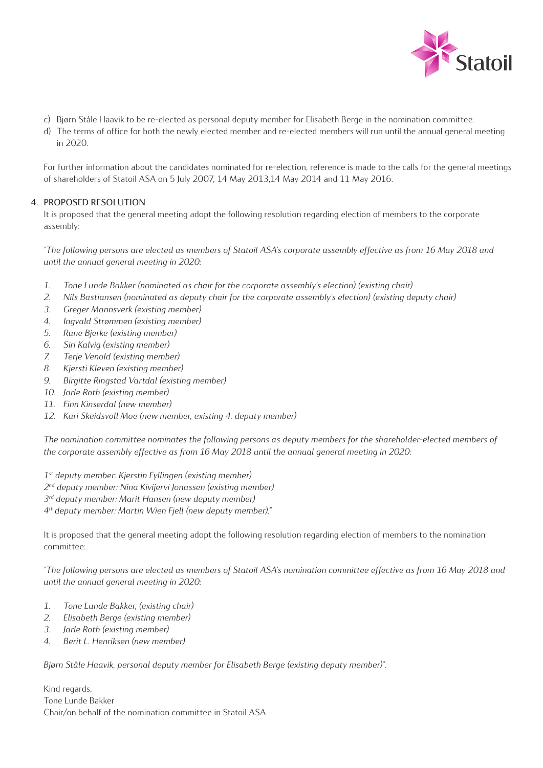c) Bjørn Ståle Haavik to be re-elected as personal deputy member for Elisabeth Berge in the nomination committee.
d) The terms of office for both the newly elected member and re-elected members will run until the annual general meeting in 2020.

For further information about the candidates nominated for re-election, reference is made to the calls for the general meetings of shareholders of Statoil ASA on 5 July 2007, 14 May 2013,14 May 2014 and 11 May 2016.

## 4. PROPOSED RESOLUTION

It is proposed that the general meeting adopt the following resolution regarding election of members to the corporate assembly:

*"The following persons are elected as members of Statoil ASA's corporate assembly effective as from 16 May 2018 and until the annual general meeting in 2020:*

1. *Tone Lunde Bakker (nominated as chair for the corporate assembly's election) (existing chair)*
2. *Nils Bastiansen (nominated as deputy chair for the corporate assembly's election) (existing deputy chair)*
3. *Greger Mannsverk (existing member)*
4. *Ingvald Strømmen (existing member)*
5. *Rune Bjerke (existing member)*
6. *Siri Kalvig (existing member)*
7. *Terje Venold (existing member)*
8. *Kjersti Kleven (existing member)*
9. *Birgitte Ringstad Vartdal (existing member)*
10. *Jarle Roth (existing member)*
11. *Finn Kinserdal (new member)*
12. *Kari Skeidsvoll Moe (new member, existing 4. deputy member)*

*The nomination committee nominates the following persons as deputy members for the shareholder-elected members of the corporate assembly effective as from 16 May 2018 until the annual general meeting in 2020:*

*1st deputy member: Kjerstin Fyllingen (existing member)*
*2nd deputy member: Nina Kivijervi Jonassen (existing member)*
*3rd deputy member: Marit Hansen (new deputy member)*
*4th deputy member: Martin Wien Fjell (new deputy member)."*

It is proposed that the general meeting adopt the following resolution regarding election of members to the nomination committee:

*"The following persons are elected as members of Statoil ASA's nomination committee effective as from 16 May 2018 and until the annual general meeting in 2020:*

1. *Tone Lunde Bakker, (existing chair)*
2. *Elisabeth Berge (existing member)*
3. *Jarle Roth (existing member)*
4. *Berit L. Henriksen (new member)*

*Bjørn Ståle Haavik, personal deputy member for Elisabeth Berge (existing deputy member)".*

Kind regards,
Tone Lunde Bakker
Chair/on behalf of the nomination committee in Statoil ASA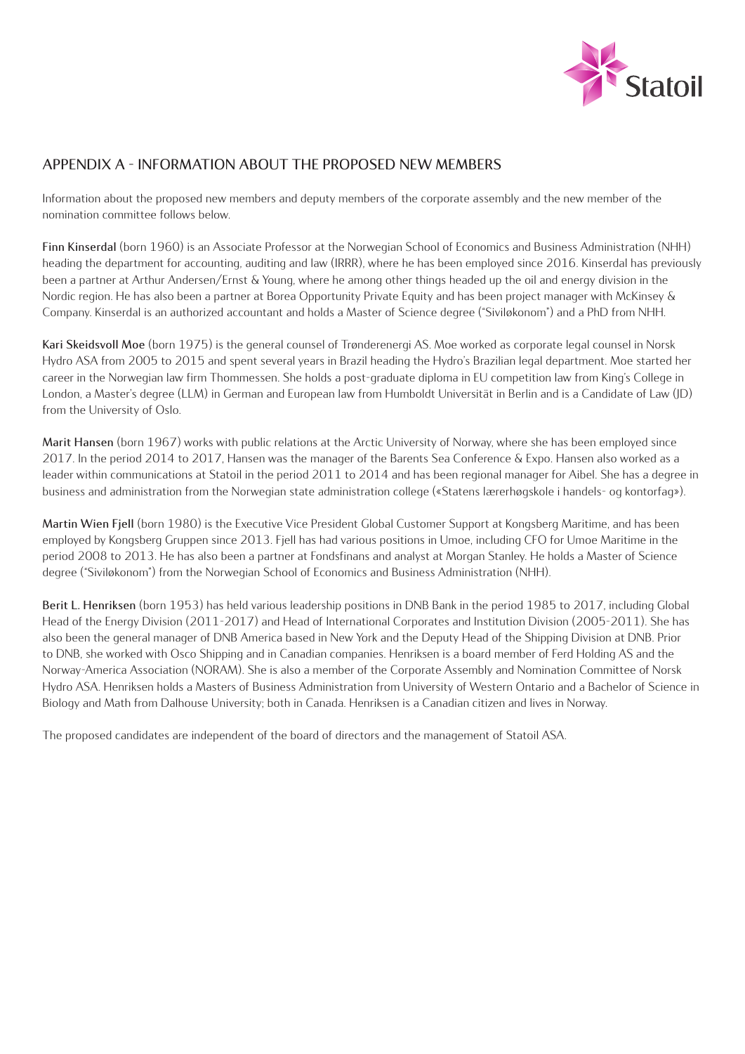## APPENDIX A - INFORMATION ABOUT THE PROPOSED NEW MEMBERS

Information about the proposed new members and deputy members of the corporate assembly and the new member of the nomination committee follows below.

**Finn Kinserdal** (born 1960) is an Associate Professor at the Norwegian School of Economics and Business Administration (NHH) heading the department for accounting, auditing and law (IRRR), where he has been employed since 2016. Kinserdal has previously been a partner at Arthur Andersen/Ernst & Young, where he among other things headed up the oil and energy division in the Nordic region. He has also been a partner at Borea Opportunity Private Equity and has been project manager with McKinsey & Company. Kinserdal is an authorized accountant and holds a Master of Science degree ("Siviløkonom") and a PhD from NHH.

**Kari Skeidsvoll Moe** (born 1975) is the general counsel of Trønderenergi AS. Moe worked as corporate legal counsel in Norsk Hydro ASA from 2005 to 2015 and spent several years in Brazil heading the Hydro's Brazilian legal department. Moe started her career in the Norwegian law firm Thommessen. She holds a post-graduate diploma in EU competition law from King's College in London, a Master's degree (LLM) in German and European law from Humboldt Universität in Berlin and is a Candidate of Law (JD) from the University of Oslo.

**Marit Hansen** (born 1967) works with public relations at the Arctic University of Norway, where she has been employed since 2017. In the period 2014 to 2017, Hansen was the manager of the Barents Sea Conference & Expo. Hansen also worked as a leader within communications at Statoil in the period 2011 to 2014 and has been regional manager for Aibel. She has a degree in business and administration from the Norwegian state administration college («Statens lærerhøgskole i handels- og kontorfag»).

**Martin Wien Fjell** (born 1980) is the Executive Vice President Global Customer Support at Kongsberg Maritime, and has been employed by Kongsberg Gruppen since 2013. Fjell has had various positions in Umoe, including CFO for Umoe Maritime in the period 2008 to 2013. He has also been a partner at Fondsfinans and analyst at Morgan Stanley. He holds a Master of Science degree ("Siviløkonom") from the Norwegian School of Economics and Business Administration (NHH).

**Berit L. Henriksen** (born 1953) has held various leadership positions in DNB Bank in the period 1985 to 2017, including Global Head of the Energy Division (2011-2017) and Head of International Corporates and Institution Division (2005-2011). She has also been the general manager of DNB America based in New York and the Deputy Head of the Shipping Division at DNB. Prior to DNB, she worked with Osco Shipping and in Canadian companies. Henriksen is a board member of Ferd Holding AS and the Norway-America Association (NORAM). She is also a member of the Corporate Assembly and Nomination Committee of Norsk Hydro ASA. Henriksen holds a Masters of Business Administration from University of Western Ontario and a Bachelor of Science in Biology and Math from Dalhouse University; both in Canada. Henriksen is a Canadian citizen and lives in Norway.

The proposed candidates are independent of the board of directors and the management of Statoil ASA.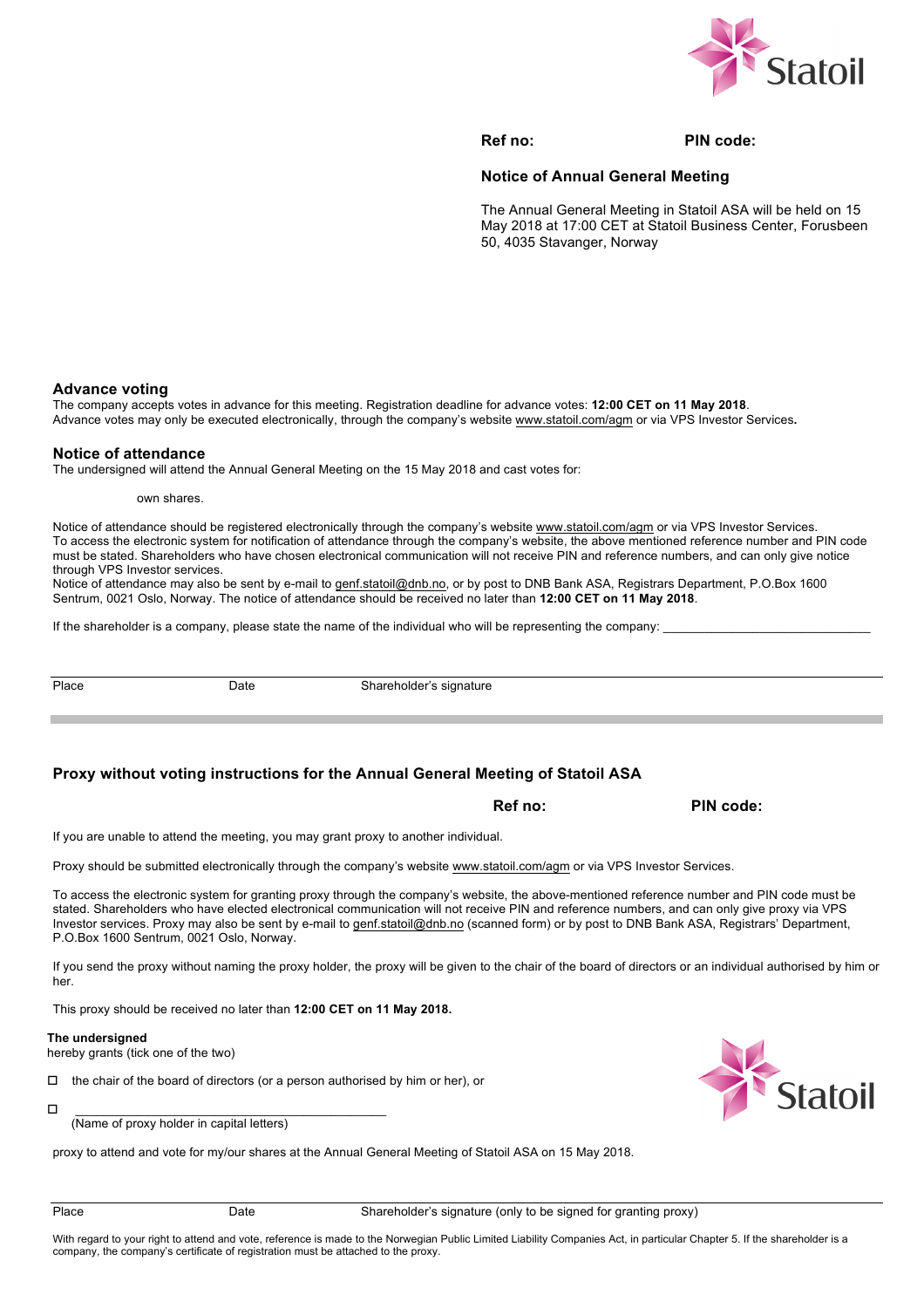Statoil

**Ref no:** **PIN code:**

**Notice of Annual General Meeting**

The Annual General Meeting in Statoil ASA will be held on 15 May 2018 at 17:00 CET at Statoil Business Center, Forusbeen 50, 4035 Stavanger, Norway

## Advance voting

The company accepts votes in advance for this meeting. Registration deadline for advance votes: **12:00 CET on 11 May 2018**.
Advance votes may only be executed electronically, through the company's website www.statoil.com/agm or via VPS Investor Services**.**

## Notice of attendance

The undersigned will attend the Annual General Meeting on the 15 May 2018 and cast votes for:

own shares.

Notice of attendance should be registered electronically through the company's website www.statoil.com/agm or via VPS Investor Services.
To access the electronic system for notification of attendance through the company's website, the above mentioned reference number and PIN code must be stated. Shareholders who have chosen electronical communication will not receive PIN and reference numbers, and can only give notice through VPS Investor services.
Notice of attendance may also be sent by e-mail to genf.statoil@dnb.no, or by post to DNB Bank ASA, Registrars Department, P.O.Box 1600 Sentrum, 0021 Oslo, Norway. The notice of attendance should be received no later than **12:00 CET on 11 May 2018**.

If the shareholder is a company, please state the name of the individual who will be representing the company: ______________________________

Place Date Shareholder's signature

---

## Proxy without voting instructions for the Annual General Meeting of Statoil ASA

**Ref no:** **PIN code:**

If you are unable to attend the meeting, you may grant proxy to another individual.

Proxy should be submitted electronically through the company's website www.statoil.com/agm or via VPS Investor Services.

To access the electronic system for granting proxy through the company's website, the above-mentioned reference number and PIN code must be stated. Shareholders who have elected electronical communication will not receive PIN and reference numbers, and can only give proxy via VPS Investor services. Proxy may also be sent by e-mail to genf.statoil@dnb.no (scanned form) or by post to DNB Bank ASA, Registrars' Department, P.O.Box 1600 Sentrum, 0021 Oslo, Norway.

If you send the proxy without naming the proxy holder, the proxy will be given to the chair of the board of directors or an individual authorised by him or her.

This proxy should be received no later than **12:00 CET on 11 May 2018.**

**The undersigned**
hereby grants (tick one of the two)

☐ the chair of the board of directors (or a person authorised by him or her), or

☐ ____________________________________________
(Name of proxy holder in capital letters)

Statoil

proxy to attend and vote for my/our shares at the Annual General Meeting of Statoil ASA on 15 May 2018.

Place Date Shareholder's signature (only to be signed for granting proxy)

With regard to your right to attend and vote, reference is made to the Norwegian Public Limited Liability Companies Act, in particular Chapter 5. If the shareholder is a company, the company's certificate of registration must be attached to the proxy.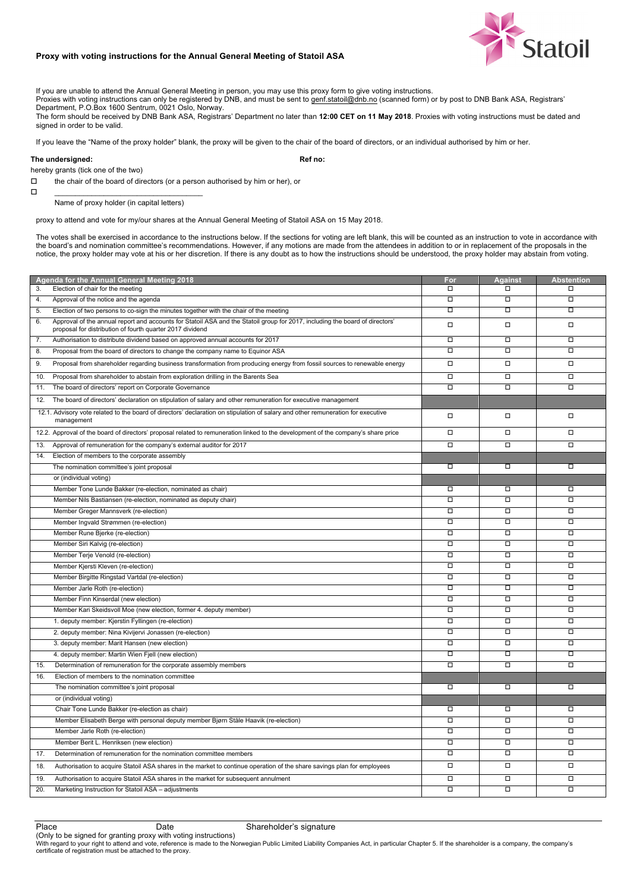## Proxy with voting instructions for the Annual General Meeting of Statoil ASA

Statoil

If you are unable to attend the Annual General Meeting in person, you may use this proxy form to give voting instructions.
Proxies with voting instructions can only be registered by DNB, and must be sent to genf.statoil@dnb.no (scanned form) or by post to DNB Bank ASA, Registrars' Department, P.O.Box 1600 Sentrum, 0021 Oslo, Norway.
The form should be received by DNB Bank ASA, Registrars' Department no later than **12:00 CET on 11 May 2018**. Proxies with voting instructions must be dated and signed in order to be valid.

If you leave the "Name of the proxy holder" blank, the proxy will be given to the chair of the board of directors, or an individual authorised by him or her.

**The undersigned:** **Ref no:**

hereby grants (tick one of the two)

☐ the chair of the board of directors (or a person authorised by him or her), or

☐ \_\_\_\_\_\_\_\_\_\_\_\_\_\_\_\_\_\_\_\_\_\_\_\_\_\_\_\_\_\_\_\_\_\_\_
Name of proxy holder (in capital letters)

proxy to attend and vote for my/our shares at the Annual General Meeting of Statoil ASA on 15 May 2018.

The votes shall be exercised in accordance to the instructions below. If the sections for voting are left blank, this will be counted as an instruction to vote in accordance with the board's and nomination committee's recommendations. However, if any motions are made from the attendees in addition to or in replacement of the proposals in the notice, the proxy holder may vote at his or her discretion. If there is any doubt as to how the instructions should be understood, the proxy holder may abstain from voting.

| Agenda for the Annual General Meeting 2018 | For | Against | Abstention |
|---|---|---|---|
| 3. Election of chair for the meeting | ☐ | ☐ | ☐ |
| 4. Approval of the notice and the agenda | ☐ | ☐ | ☐ |
| 5. Election of two persons to co-sign the minutes together with the chair of the meeting | ☐ | ☐ | ☐ |
| 6. Approval of the annual report and accounts for Statoil ASA and the Statoil group for 2017, including the board of directors' proposal for distribution of fourth quarter 2017 dividend | ☐ | ☐ | ☐ |
| 7. Authorisation to distribute dividend based on approved annual accounts for 2017 | ☐ | ☐ | ☐ |
| 8. Proposal from the board of directors to change the company name to Equinor ASA | ☐ | ☐ | ☐ |
| 9. Proposal from shareholder regarding business transformation from producing energy from fossil sources to renewable energy | ☐ | ☐ | ☐ |
| 10. Proposal from shareholder to abstain from exploration drilling in the Barents Sea | ☐ | ☐ | ☐ |
| 11. The board of directors' report on Corporate Governance | ☐ | ☐ | ☐ |
| 12. The board of directors' declaration on stipulation of salary and other remuneration for executive management | | | |
| 12.1. Advisory vote related to the board of directors' declaration on stipulation of salary and other remuneration for executive management | ☐ | ☐ | ☐ |
| 12.2. Approval of the board of directors' proposal related to remuneration linked to the development of the company's share price | ☐ | ☐ | ☐ |
| 13. Approval of remuneration for the company's external auditor for 2017 | ☐ | ☐ | ☐ |
| 14. Election of members to the corporate assembly | | | |
| The nomination committee's joint proposal | ☐ | ☐ | ☐ |
| or (individual voting) | | | |
| Member Tone Lunde Bakker (re-election, nominated as chair) | ☐ | ☐ | ☐ |
| Member Nils Bastiansen (re-election, nominated as deputy chair) | ☐ | ☐ | ☐ |
| Member Greger Mannsverk (re-election) | ☐ | ☐ | ☐ |
| Member Ingvald Strømmen (re-election) | ☐ | ☐ | ☐ |
| Member Rune Bjerke (re-election) | ☐ | ☐ | ☐ |
| Member Siri Kalvig (re-election) | ☐ | ☐ | ☐ |
| Member Terje Venold (re-election) | ☐ | ☐ | ☐ |
| Member Kjersti Kleven (re-election) | ☐ | ☐ | ☐ |
| Member Birgitte Ringstad Vartdal (re-election) | ☐ | ☐ | ☐ |
| Member Jarle Roth (re-election) | ☐ | ☐ | ☐ |
| Member Finn Kinserdal (new election) | ☐ | ☐ | ☐ |
| Member Kari Skeidsvoll Moe (new election, former 4. deputy member) | ☐ | ☐ | ☐ |
| 1. deputy member: Kjerstin Fyllingen (re-election) | ☐ | ☐ | ☐ |
| 2. deputy member: Nina Kivijervi Jonassen (re-election) | ☐ | ☐ | ☐ |
| 3. deputy member: Marit Hansen (new election) | ☐ | ☐ | ☐ |
| 4. deputy member: Martin Wien Fjell (new election) | ☐ | ☐ | ☐ |
| 15. Determination of remuneration for the corporate assembly members | ☐ | ☐ | ☐ |
| 16. Election of members to the nomination committee | | | |
| The nomination committee's joint proposal | ☐ | ☐ | ☐ |
| or (individual voting) | | | |
| Chair Tone Lunde Bakker (re-election as chair) | ☐ | ☐ | ☐ |
| Member Elisabeth Berge with personal deputy member Bjørn Ståle Haavik (re-election) | ☐ | ☐ | ☐ |
| Member Jarle Roth (re-election) | ☐ | ☐ | ☐ |
| Member Berit L. Henriksen (new election) | ☐ | ☐ | ☐ |
| 17. Determination of remuneration for the nomination committee members | ☐ | ☐ | ☐ |
| 18. Authorisation to acquire Statoil ASA shares in the market to continue operation of the share savings plan for employees | ☐ | ☐ | ☐ |
| 19. Authorisation to acquire Statoil ASA shares in the market for subsequent annulment | ☐ | ☐ | ☐ |
| 20. Marketing Instruction for Statoil ASA – adjustments | ☐ | ☐ | ☐ |

Place Date Shareholder's signature
(Only to be signed for granting proxy with voting instructions)
With regard to your right to attend and vote, reference is made to the Norwegian Public Limited Liability Companies Act, in particular Chapter 5. If the shareholder is a company, the company's certificate of registration must be attached to the proxy.